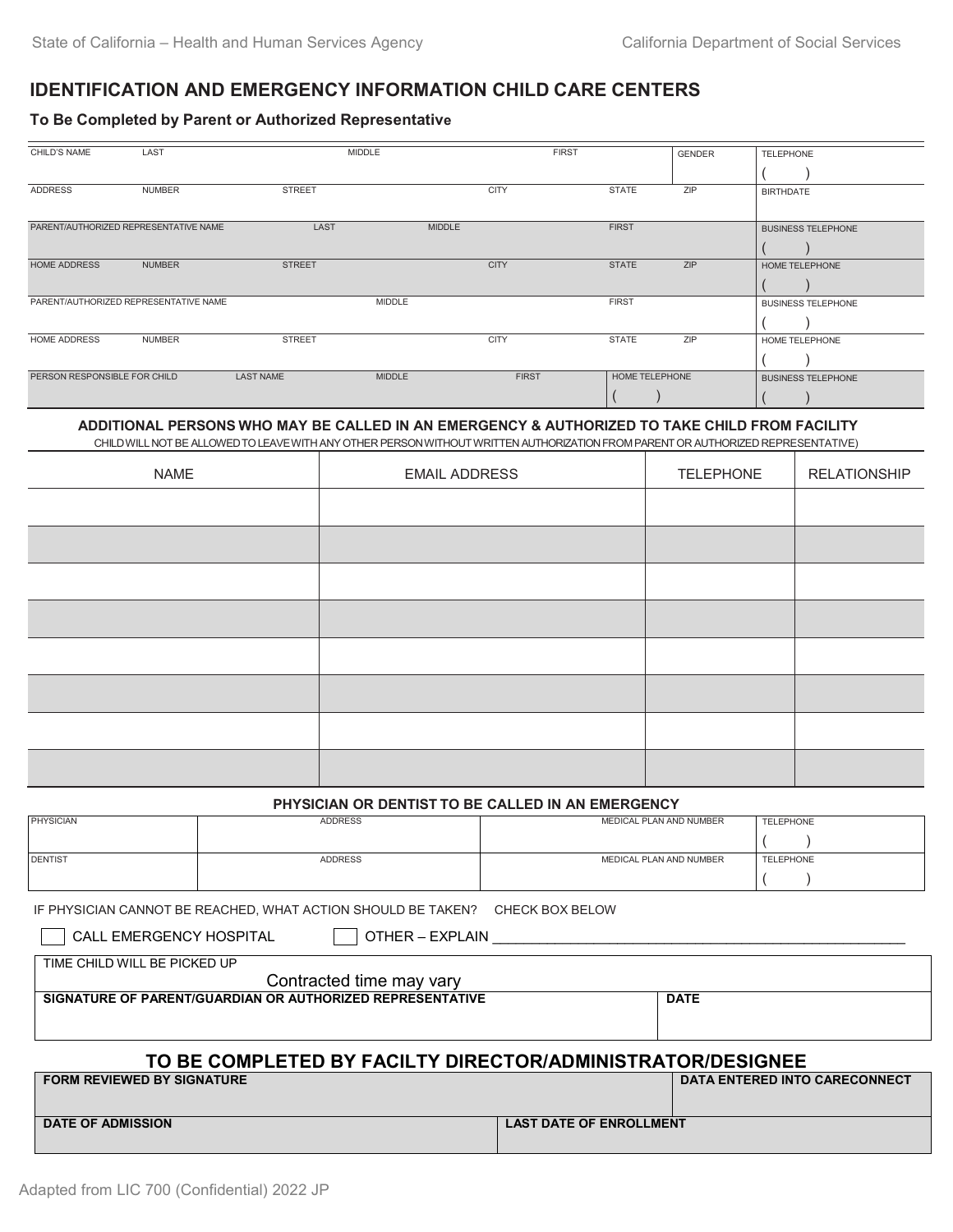State of California – Health and Human Services Agency | California Department of Social Services

# IDENTIFICATION AND EMERGENCY INFORMATION CHILD CARE CENTERS

**To Be Completed by Parent or Authorized Representative**

| CHILD'S NAME | LAST | MIDDLE | FIRST | GENDER | TELEPHONE |
|---|---|---|---|---|---|
| | | | | | ( ) |
| ADDRESS | NUMBER | STREET | CITY | STATE ZIP | BIRTHDATE |
| | | | | | |
| PARENT/AUTHORIZED REPRESENTATIVE NAME | LAST | MIDDLE | FIRST | | BUSINESS TELEPHONE |
| | | | | | ( ) |
| HOME ADDRESS | NUMBER | STREET | CITY | STATE ZIP | HOME TELEPHONE |
| | | | | | ( ) |
| PARENT/AUTHORIZED REPRESENTATIVE NAME | | MIDDLE | FIRST | | BUSINESS TELEPHONE |
| | | | | | ( ) |
| HOME ADDRESS | NUMBER | STREET | CITY | STATE ZIP | HOME TELEPHONE |
| | | | | | ( ) |
| PERSON RESPONSIBLE FOR CHILD | LAST NAME | MIDDLE | FIRST | HOME TELEPHONE ( ) | BUSINESS TELEPHONE ( ) |

**ADDITIONAL PERSONS WHO MAY BE CALLED IN AN EMERGENCY & AUTHORIZED TO TAKE CHILD FROM FACILITY**

CHILD WILL NOT BE ALLOWED TO LEAVE WITH ANY OTHER PERSON WITHOUT WRITTEN AUTHORIZATION FROM PARENT OR AUTHORIZED REPRESENTATIVE)

| NAME | EMAIL ADDRESS | TELEPHONE | RELATIONSHIP |
|---|---|---|---|
| | | | |
| | | | |
| | | | |
| | | | |
| | | | |
| | | | |
| | | | |
| | | | |

**PHYSICIAN OR DENTIST TO BE CALLED IN AN EMERGENCY**

| | ADDRESS | MEDICAL PLAN AND NUMBER | TELEPHONE |
|---|---|---|---|
| PHYSICIAN | | | ( ) |
| DENTIST | | | ( ) |

IF PHYSICIAN CANNOT BE REACHED, WHAT ACTION SHOULD BE TAKEN? CHECK BOX BELOW

☐ CALL EMERGENCY HOSPITAL ☐ OTHER – EXPLAIN ______________________________

| TIME CHILD WILL BE PICKED UP | |
|---|---|
| Contracted time may vary | |
| **SIGNATURE OF PARENT/GUARDIAN OR AUTHORIZED REPRESENTATIVE** | **DATE** |
| | |

## TO BE COMPLETED BY FACILTY DIRECTOR/ADMINISTRATOR/DESIGNEE

| **FORM REVIEWED BY SIGNATURE** | **DATA ENTERED INTO CARECONNECT** |
|---|---|
| | |
| **DATE OF ADMISSION** | **LAST DATE OF ENROLLMENT** |
| | |

Adapted from LIC 700 (Confidential) 2022 JP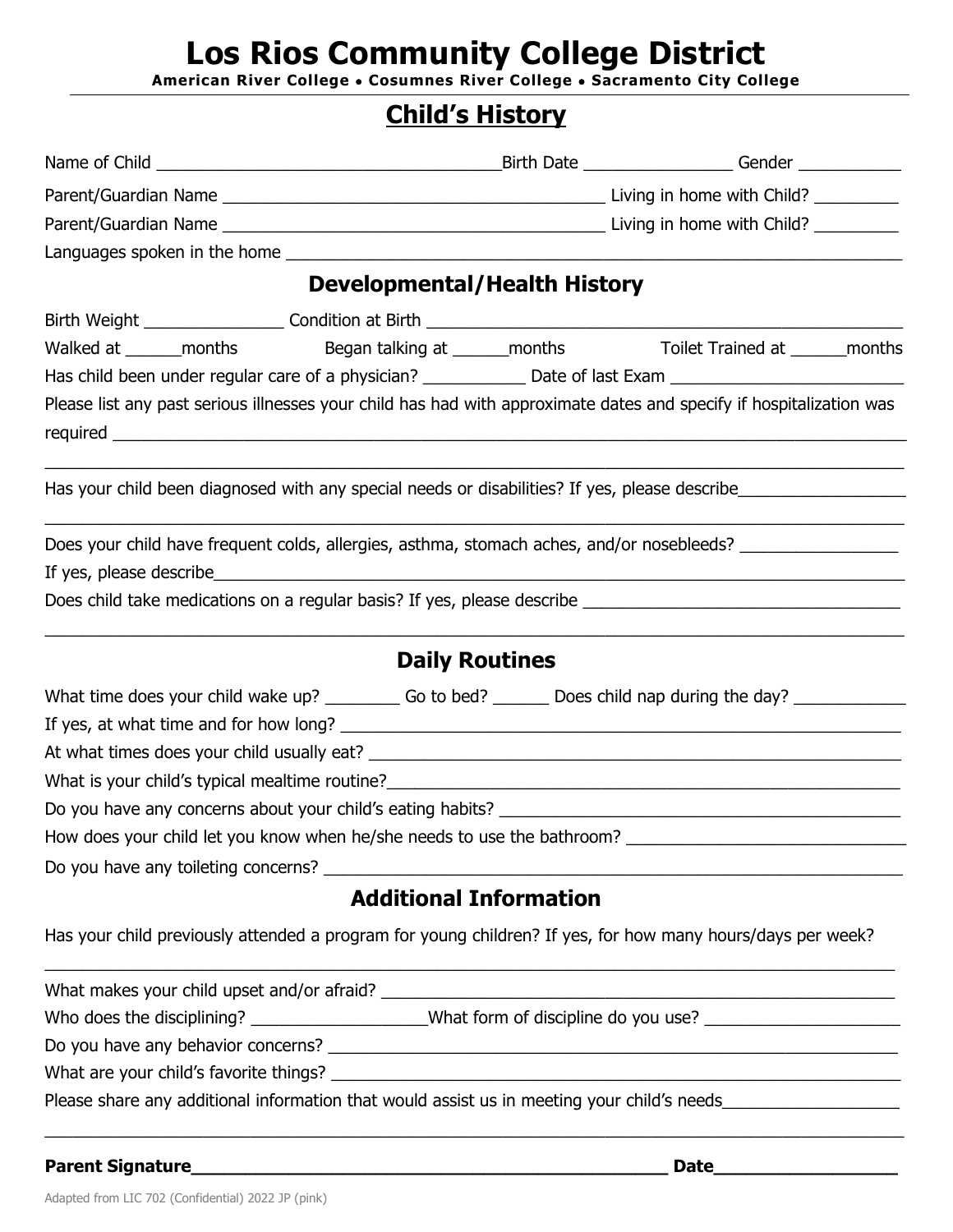# Los Rios Community College District

**American River College • Cosumnes River College • Sacramento City College**

## Child's History

Name of Child ____________________________________Birth Date ________________ Gender ___________

Parent/Guardian Name __________________________________________ Living in home with Child? _________

Parent/Guardian Name __________________________________________ Living in home with Child? _________

Languages spoken in the home ______________________________________________________________________

## Developmental/Health History

Birth Weight _______________ Condition at Birth ______________________________________________________

Walked at ______months Began talking at ______months Toilet Trained at ______months

Has child been under regular care of a physician? ___________ Date of last Exam _________________________

Please list any past serious illnesses your child has had with approximate dates and specify if hospitalization was required ___________________________________________________________________________________________

_______________________________________________________________________________________________

Has your child been diagnosed with any special needs or disabilities? If yes, please describe__________________

_______________________________________________________________________________________________

Does your child have frequent colds, allergies, asthma, stomach aches, and/or nosebleeds? _________________

If yes, please describe_____________________________________________________________________________

Does child take medications on a regular basis? If yes, please describe ___________________________________

_______________________________________________________________________________________________

## Daily Routines

What time does your child wake up? ________ Go to bed? ______ Does child nap during the day? ____________

If yes, at what time and for how long? ______________________________________________________________

At what times does your child usually eat? ___________________________________________________________

What is your child's typical mealtime routine?_________________________________________________________

Do you have any concerns about your child's eating habits? ____________________________________________

How does your child let you know when he/she needs to use the bathroom? ______________________________

Do you have any toileting concerns? _______________________________________________________________

## Additional Information

Has your child previously attended a program for young children? If yes, for how many hours/days per week?

_______________________________________________________________________________________________

What makes your child upset and/or afraid? __________________________________________________________

Who does the disciplining? ___________________What form of discipline do you use? ______________________

Do you have any behavior concerns? ________________________________________________________________

What are your child's favorite things? _______________________________________________________________

Please share any additional information that would assist us in meeting your child's needs___________________

_______________________________________________________________________________________________

**Parent Signature**_______________________________________________ **Date**__________________

Adapted from LIC 702 (Confidential) 2022 JP (pink)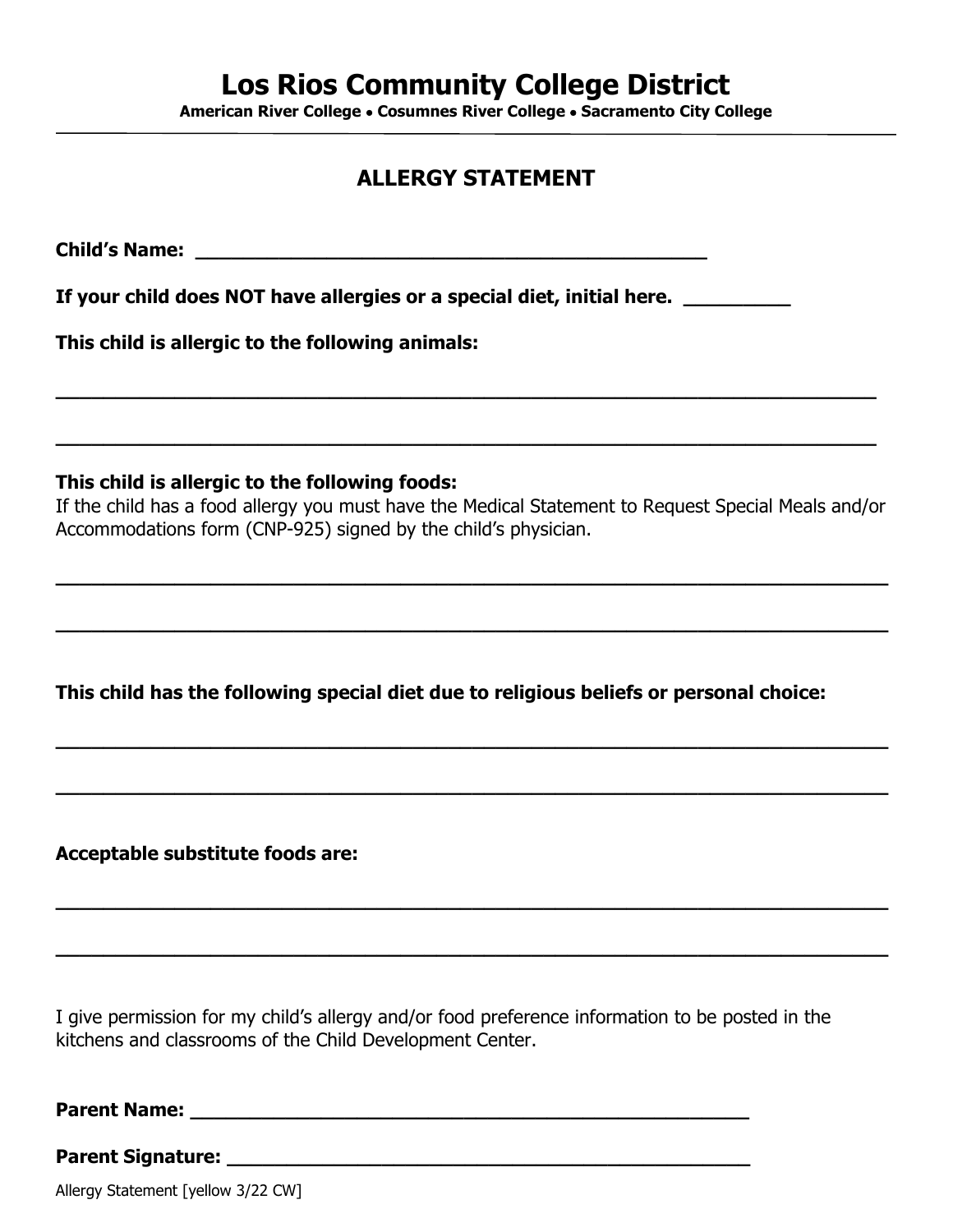# Los Rios Community College District

**American River College • Cosumnes River College • Sacramento City College**

## ALLERGY STATEMENT

**Child's Name: ____________________________________________**

**If your child does NOT have allergies or a special diet, initial here. _________**

**This child is allergic to the following animals:**

_______________________________________________________________________

_______________________________________________________________________

**This child is allergic to the following foods:**
If the child has a food allergy you must have the Medical Statement to Request Special Meals and/or Accommodations form (CNP-925) signed by the child's physician.

_______________________________________________________________________

_______________________________________________________________________

**This child has the following special diet due to religious beliefs or personal choice:**

_______________________________________________________________________

_______________________________________________________________________

**Acceptable substitute foods are:**

_______________________________________________________________________

_______________________________________________________________________

I give permission for my child's allergy and/or food preference information to be posted in the kitchens and classrooms of the Child Development Center.

**Parent Name: ______________________________________________**

**Parent Signature: ___________________________________________**

Allergy Statement [yellow 3/22 CW]